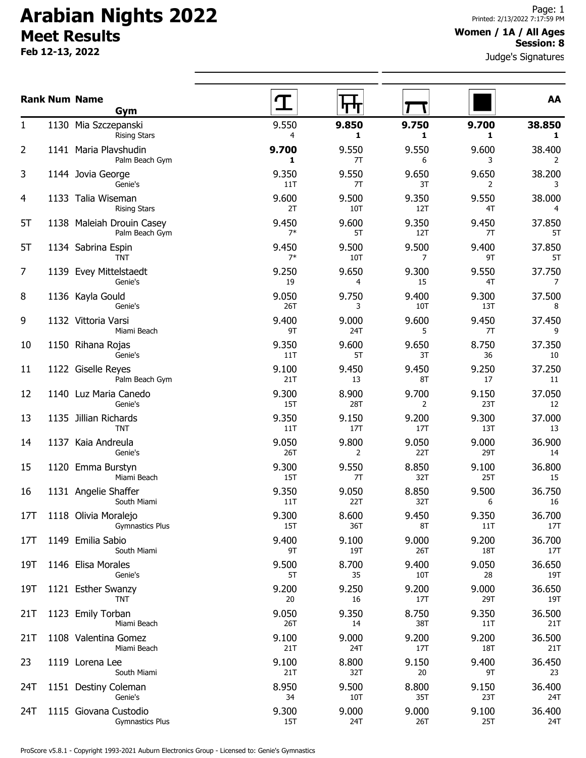# Arabian Nights 2022

## Meet Results

**Feb 12-13, 2022**

Printed: 2/13/2022 7:17:59 PM

**Women / 1A / All Ages**
**Session: 8**

Judge's Signatures

| Rank | Num | Name / Gym | Vault | Bars | Beam | Floor | AA |
|---|---|---|---|---|---|---|---|
| 1 | 1130 | Mia Szczepanski<br>Rising Stars | 9.550<br>4 | **9.850**<br>**1** | **9.750**<br>**1** | **9.700**<br>**1** | **38.850**<br>**1** |
| 2 | 1141 | Maria Plavshudin<br>Palm Beach Gym | **9.700**<br>**1** | 9.550<br>7T | 9.550<br>6 | 9.600<br>3 | 38.400<br>2 |
| 3 | 1144 | Jovia George<br>Genie's | 9.350<br>11T | 9.550<br>7T | 9.650<br>3T | 9.650<br>2 | 38.200<br>3 |
| 4 | 1133 | Talia Wiseman<br>Rising Stars | 9.600<br>2T | 9.500<br>10T | 9.350<br>12T | 9.550<br>4T | 38.000<br>4 |
| 5T | 1138 | Maleiah Drouin Casey<br>Palm Beach Gym | 9.450<br>7* | 9.600<br>5T | 9.350<br>12T | 9.450<br>7T | 37.850<br>5T |
| 5T | 1134 | Sabrina Espin<br>TNT | 9.450<br>7* | 9.500<br>10T | 9.500<br>7 | 9.400<br>9T | 37.850<br>5T |
| 7 | 1139 | Evey Mittelstaedt<br>Genie's | 9.250<br>19 | 9.650<br>4 | 9.300<br>15 | 9.550<br>4T | 37.750<br>7 |
| 8 | 1136 | Kayla Gould<br>Genie's | 9.050<br>26T | 9.750<br>3 | 9.400<br>10T | 9.300<br>13T | 37.500<br>8 |
| 9 | 1132 | Vittoria Varsi<br>Miami Beach | 9.400<br>9T | 9.000<br>24T | 9.600<br>5 | 9.450<br>7T | 37.450<br>9 |
| 10 | 1150 | Rihana Rojas<br>Genie's | 9.350<br>11T | 9.600<br>5T | 9.650<br>3T | 8.750<br>36 | 37.350<br>10 |
| 11 | 1122 | Giselle Reyes<br>Palm Beach Gym | 9.100<br>21T | 9.450<br>13 | 9.450<br>8T | 9.250<br>17 | 37.250<br>11 |
| 12 | 1140 | Luz Maria Canedo<br>Genie's | 9.300<br>15T | 8.900<br>28T | 9.700<br>2 | 9.150<br>23T | 37.050<br>12 |
| 13 | 1135 | Jillian Richards<br>TNT | 9.350<br>11T | 9.150<br>17T | 9.200<br>17T | 9.300<br>13T | 37.000<br>13 |
| 14 | 1137 | Kaia Andreula<br>Genie's | 9.050<br>26T | 9.800<br>2 | 9.050<br>22T | 9.000<br>29T | 36.900<br>14 |
| 15 | 1120 | Emma Burstyn<br>Miami Beach | 9.300<br>15T | 9.550<br>7T | 8.850<br>32T | 9.100<br>25T | 36.800<br>15 |
| 16 | 1131 | Angelie Shaffer<br>South Miami | 9.350<br>11T | 9.050<br>22T | 8.850<br>32T | 9.500<br>6 | 36.750<br>16 |
| 17T | 1118 | Olivia Moralejo<br>Gymnastics Plus | 9.300<br>15T | 8.600<br>36T | 9.450<br>8T | 9.350<br>11T | 36.700<br>17T |
| 17T | 1149 | Emilia Sabio<br>South Miami | 9.400<br>9T | 9.100<br>19T | 9.000<br>26T | 9.200<br>18T | 36.700<br>17T |
| 19T | 1146 | Elisa Morales<br>Genie's | 9.500<br>5T | 8.700<br>35 | 9.400<br>10T | 9.050<br>28 | 36.650<br>19T |
| 19T | 1121 | Esther Swanzy<br>TNT | 9.200<br>20 | 9.250<br>16 | 9.200<br>17T | 9.000<br>29T | 36.650<br>19T |
| 21T | 1123 | Emily Torban<br>Miami Beach | 9.050<br>26T | 9.350<br>14 | 8.750<br>38T | 9.350<br>11T | 36.500<br>21T |
| 21T | 1108 | Valentina Gomez<br>Miami Beach | 9.100<br>21T | 9.000<br>24T | 9.200<br>17T | 9.200<br>18T | 36.500<br>21T |
| 23 | 1119 | Lorena Lee<br>South Miami | 9.100<br>21T | 8.800<br>32T | 9.150<br>20 | 9.400<br>9T | 36.450<br>23 |
| 24T | 1151 | Destiny Coleman<br>Genie's | 8.950<br>34 | 9.500<br>10T | 8.800<br>35T | 9.150<br>23T | 36.400<br>24T |
| 24T | 1115 | Giovana Custodio<br>Gymnastics Plus | 9.300<br>15T | 9.000<br>24T | 9.000<br>26T | 9.100<br>25T | 36.400<br>24T |

ProScore v5.8.1 - Copyright 1993-2021 Auburn Electronics Group - Licensed to: Genie's Gymnastics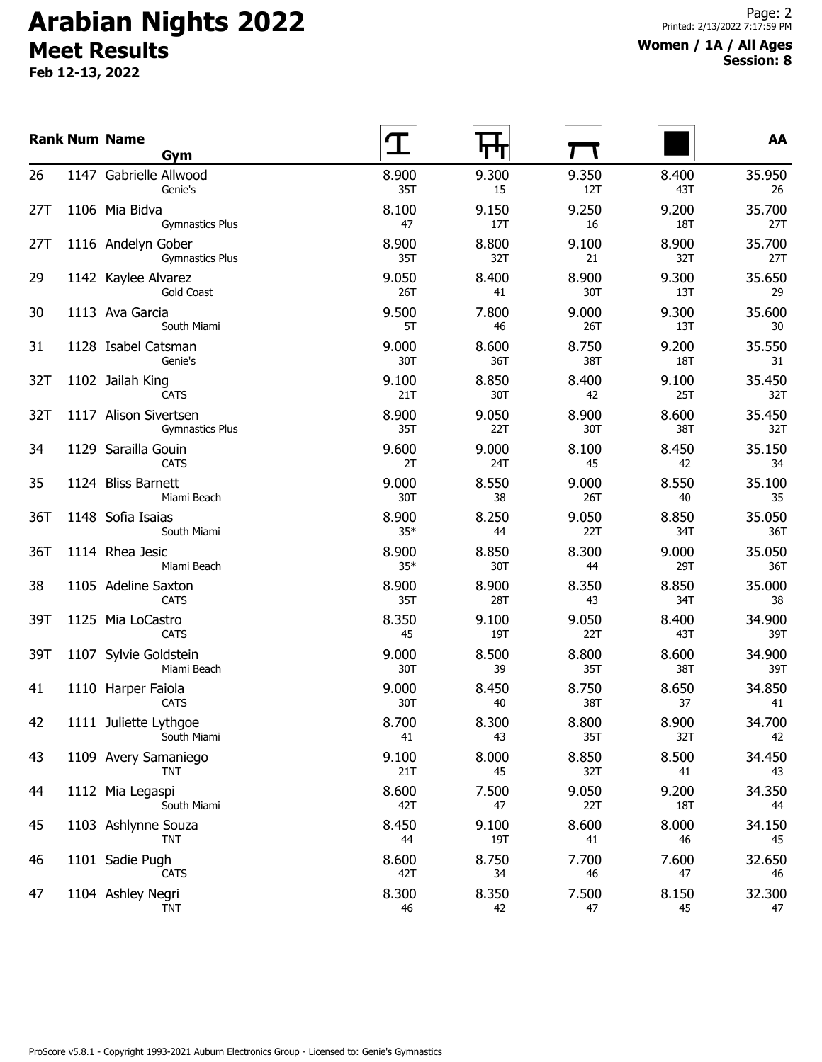# Arabian Nights 2022

## Meet Results

**Feb 12-13, 2022**

**Women / 1A / All Ages**
**Session: 8**

| Rank | Num | Name / Gym | Vault | Bars | Beam | Floor | AA |
|---|---|---|---|---|---|---|---|
| 26 | 1147 | Gabrielle Allwood<br>Genie's | 8.900<br>35T | 9.300<br>15 | 9.350<br>12T | 8.400<br>43T | 35.950<br>26 |
| 27T | 1106 | Mia Bidva<br>Gymnastics Plus | 8.100<br>47 | 9.150<br>17T | 9.250<br>16 | 9.200<br>18T | 35.700<br>27T |
| 27T | 1116 | Andelyn Gober<br>Gymnastics Plus | 8.900<br>35T | 8.800<br>32T | 9.100<br>21 | 8.900<br>32T | 35.700<br>27T |
| 29 | 1142 | Kaylee Alvarez<br>Gold Coast | 9.050<br>26T | 8.400<br>41 | 8.900<br>30T | 9.300<br>13T | 35.650<br>29 |
| 30 | 1113 | Ava Garcia<br>South Miami | 9.500<br>5T | 7.800<br>46 | 9.000<br>26T | 9.300<br>13T | 35.600<br>30 |
| 31 | 1128 | Isabel Catsman<br>Genie's | 9.000<br>30T | 8.600<br>36T | 8.750<br>38T | 9.200<br>18T | 35.550<br>31 |
| 32T | 1102 | Jailah King<br>CATS | 9.100<br>21T | 8.850<br>30T | 8.400<br>42 | 9.100<br>25T | 35.450<br>32T |
| 32T | 1117 | Alison Sivertsen<br>Gymnastics Plus | 8.900<br>35T | 9.050<br>22T | 8.900<br>30T | 8.600<br>38T | 35.450<br>32T |
| 34 | 1129 | Saraillа Gouin<br>CATS | 9.600<br>2T | 9.000<br>24T | 8.100<br>45 | 8.450<br>42 | 35.150<br>34 |
| 35 | 1124 | Bliss Barnett<br>Miami Beach | 9.000<br>30T | 8.550<br>38 | 9.000<br>26T | 8.550<br>40 | 35.100<br>35 |
| 36T | 1148 | Sofia Isaias<br>South Miami | 8.900<br>35* | 8.250<br>44 | 9.050<br>22T | 8.850<br>34T | 35.050<br>36T |
| 36T | 1114 | Rhea Jesic<br>Miami Beach | 8.900<br>35* | 8.850<br>30T | 8.300<br>44 | 9.000<br>29T | 35.050<br>36T |
| 38 | 1105 | Adeline Saxton<br>CATS | 8.900<br>35T | 8.900<br>28T | 8.350<br>43 | 8.850<br>34T | 35.000<br>38 |
| 39T | 1125 | Mia LoCastro<br>CATS | 8.350<br>45 | 9.100<br>19T | 9.050<br>22T | 8.400<br>43T | 34.900<br>39T |
| 39T | 1107 | Sylvie Goldstein<br>Miami Beach | 9.000<br>30T | 8.500<br>39 | 8.800<br>35T | 8.600<br>38T | 34.900<br>39T |
| 41 | 1110 | Harper Faiola<br>CATS | 9.000<br>30T | 8.450<br>40 | 8.750<br>38T | 8.650<br>37 | 34.850<br>41 |
| 42 | 1111 | Juliette Lythgoe<br>South Miami | 8.700<br>41 | 8.300<br>43 | 8.800<br>35T | 8.900<br>32T | 34.700<br>42 |
| 43 | 1109 | Avery Samaniego<br>TNT | 9.100<br>21T | 8.000<br>45 | 8.850<br>32T | 8.500<br>41 | 34.450<br>43 |
| 44 | 1112 | Mia Legaspi<br>South Miami | 8.600<br>42T | 7.500<br>47 | 9.050<br>22T | 9.200<br>18T | 34.350<br>44 |
| 45 | 1103 | Ashlynne Souza<br>TNT | 8.450<br>44 | 9.100<br>19T | 8.600<br>41 | 8.000<br>46 | 34.150<br>45 |
| 46 | 1101 | Sadie Pugh<br>CATS | 8.600<br>42T | 8.750<br>34 | 7.700<br>46 | 7.600<br>47 | 32.650<br>46 |
| 47 | 1104 | Ashley Negri<br>TNT | 8.300<br>46 | 8.350<br>42 | 7.500<br>47 | 8.150<br>45 | 32.300<br>47 |

ProScore v5.8.1 - Copyright 1993-2021 Auburn Electronics Group - Licensed to: Genie's Gymnastics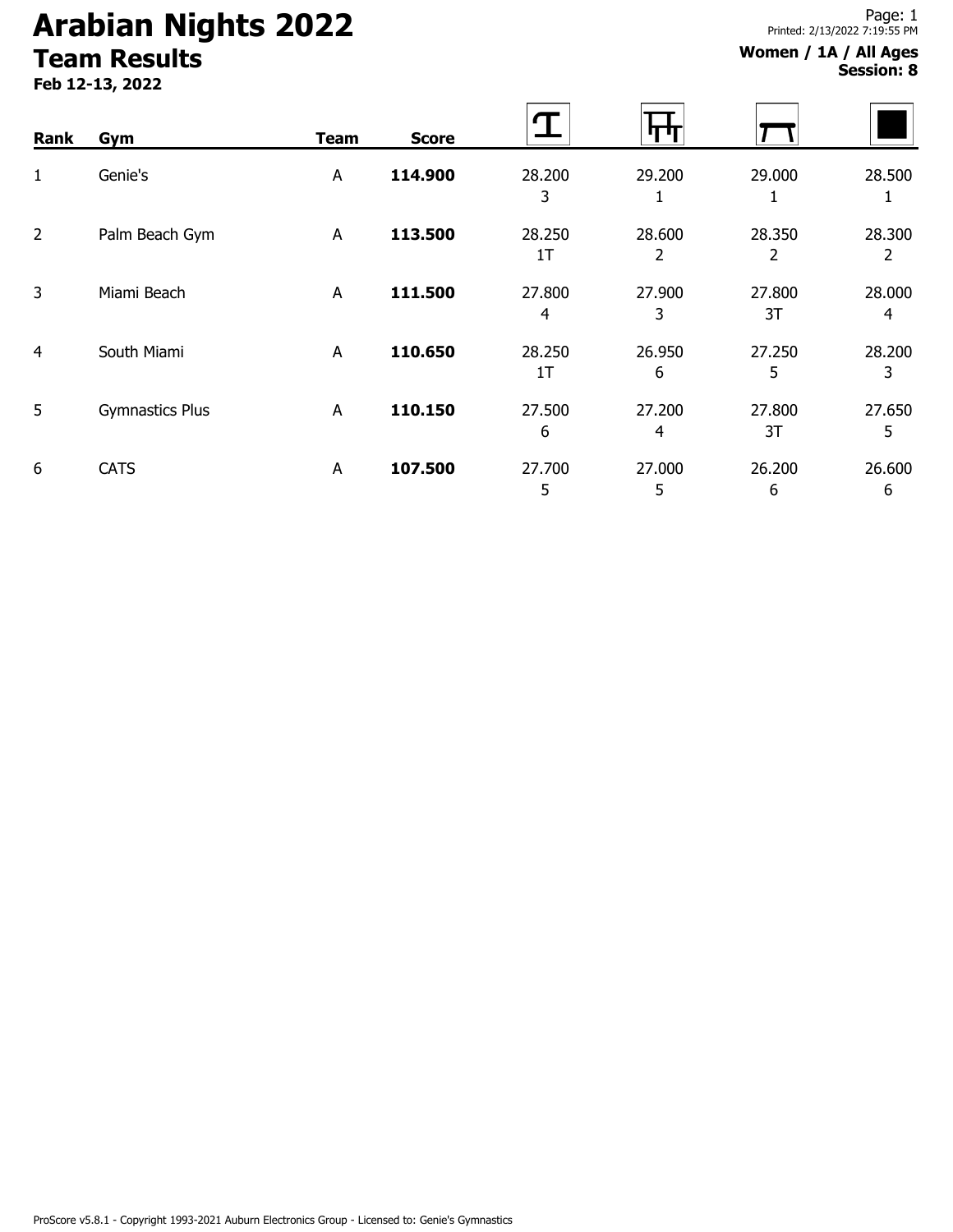# Arabian Nights 2022

## Team Results

**Feb 12-13, 2022**

**Women / 1A / All Ages**
**Session: 8**

| Rank | Gym | Team | Score | Vault | Bars | Beam | Floor |
|---|---|---|---|---|---|---|---|
| 1 | Genie's | A | **114.900** | 28.200<br>3 | 29.200<br>1 | 29.000<br>1 | 28.500<br>1 |
| 2 | Palm Beach Gym | A | **113.500** | 28.250<br>1T | 28.600<br>2 | 28.350<br>2 | 28.300<br>2 |
| 3 | Miami Beach | A | **111.500** | 27.800<br>4 | 27.900<br>3 | 27.800<br>3T | 28.000<br>4 |
| 4 | South Miami | A | **110.650** | 28.250<br>1T | 26.950<br>6 | 27.250<br>5 | 28.200<br>3 |
| 5 | Gymnastics Plus | A | **110.150** | 27.500<br>6 | 27.200<br>4 | 27.800<br>3T | 27.650<br>5 |
| 6 | CATS | A | **107.500** | 27.700<br>5 | 27.000<br>5 | 26.200<br>6 | 26.600<br>6 |

ProScore v5.8.1 - Copyright 1993-2021 Auburn Electronics Group - Licensed to: Genie's Gymnastics